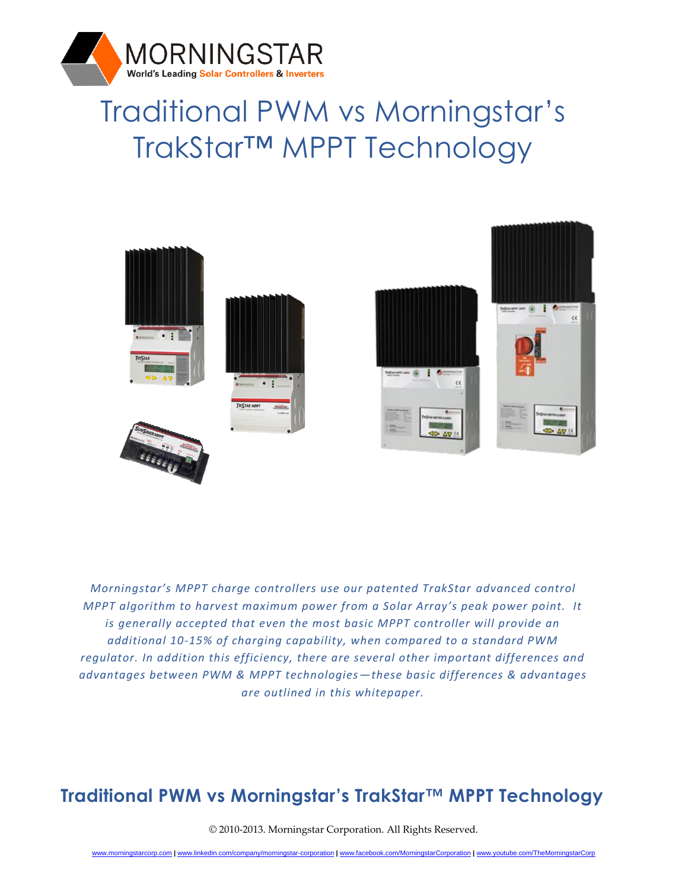MORNINGSTAR

World's Leading Solar Controllers & Inverters

# Traditional PWM vs Morningstar's TrakStar™ MPPT Technology

*Morningstar's MPPT charge controllers use our patented TrakStar advanced control MPPT algorithm to harvest maximum power from a Solar Array's peak power point. It is generally accepted that even the most basic MPPT controller will provide an additional 10-15% of charging capability, when compared to a standard PWM regulator. In addition this efficiency, there are several other important differences and advantages between PWM & MPPT technologies—these basic differences & advantages are outlined in this whitepaper.*

## Traditional PWM vs Morningstar's TrakStar™ MPPT Technology

© 2010-2013. Morningstar Corporation. All Rights Reserved.

www.morningstarcorp.com | www.linkedin.com/company/morningstar-corporation | www.facebook.com/MorningstarCorporation | www.youtube.com/TheMorningstarCorp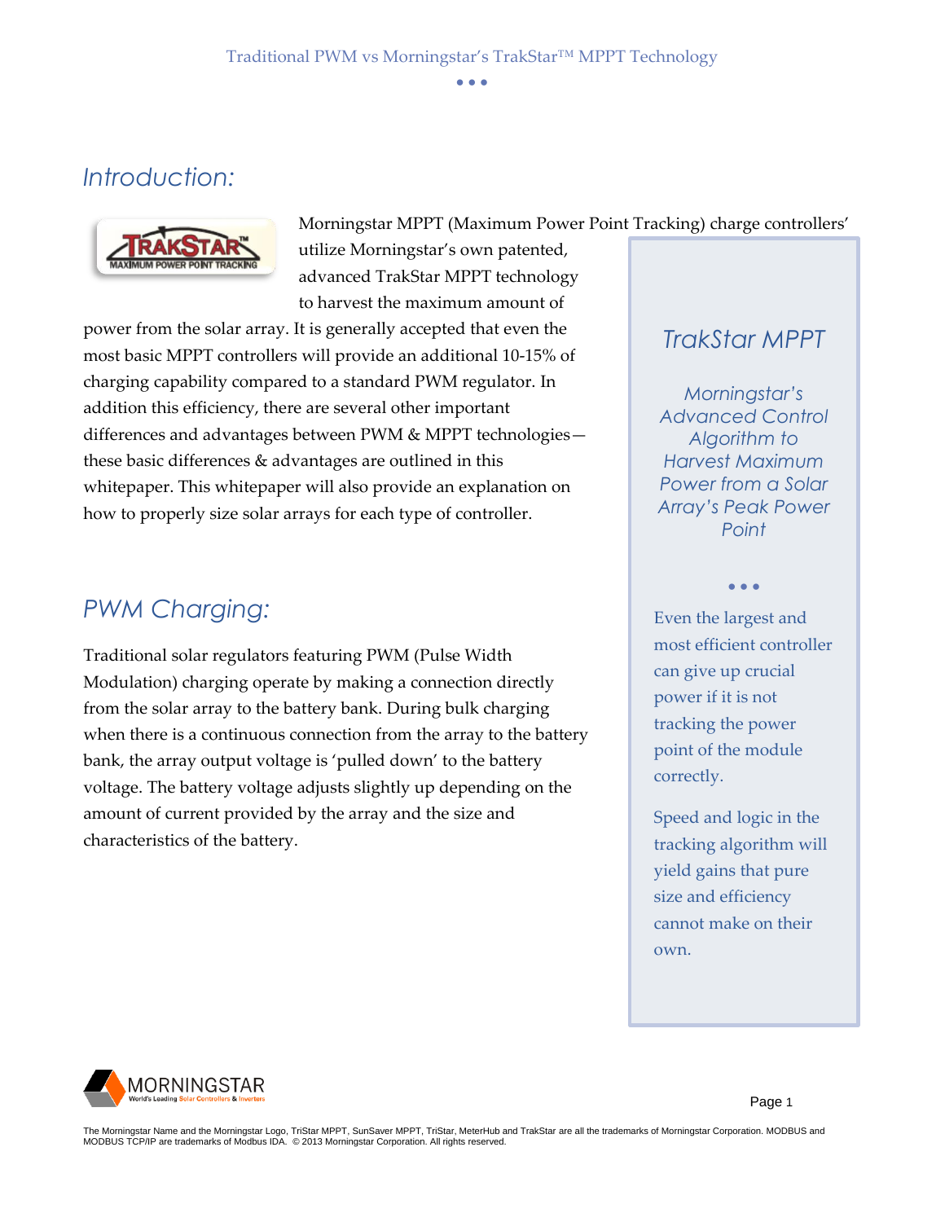## Introduction:

Morningstar MPPT (Maximum Power Point Tracking) charge controllers' utilize Morningstar's own patented, advanced TrakStar MPPT technology to harvest the maximum amount of power from the solar array. It is generally accepted that even the most basic MPPT controllers will provide an additional 10-15% of charging capability compared to a standard PWM regulator. In addition this efficiency, there are several other important differences and advantages between PWM & MPPT technologies—these basic differences & advantages are outlined in this whitepaper. This whitepaper will also provide an explanation on how to properly size solar arrays for each type of controller.

> *TrakStar MPPT*
>
> *Morningstar's Advanced Control Algorithm to Harvest Maximum Power from a Solar Array's Peak Power Point*
>
> Even the largest and most efficient controller can give up crucial power if it is not tracking the power point of the module correctly.
>
> Speed and logic in the tracking algorithm will yield gains that pure size and efficiency cannot make on their own.

## PWM Charging:

Traditional solar regulators featuring PWM (Pulse Width Modulation) charging operate by making a connection directly from the solar array to the battery bank. During bulk charging when there is a continuous connection from the array to the battery bank, the array output voltage is 'pulled down' to the battery voltage. The battery voltage adjusts slightly up depending on the amount of current provided by the array and the size and characteristics of the battery.

The Morningstar Name and the Morningstar Logo, TriStar MPPT, SunSaver MPPT, TriStar, MeterHub and TrakStar are all the trademarks of Morningstar Corporation. MODBUS and MODBUS TCP/IP are trademarks of Modbus IDA. © 2013 Morningstar Corporation. All rights reserved.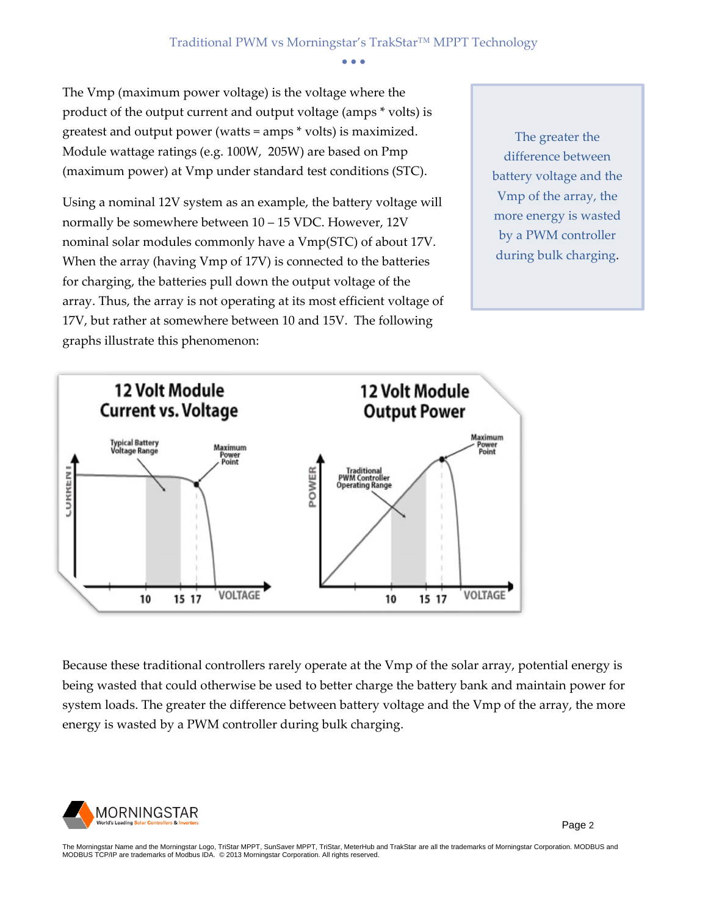The Vmp (maximum power voltage) is the voltage where the product of the output current and output voltage (amps * volts) is greatest and output power (watts = amps * volts) is maximized. Module wattage ratings (e.g. 100W, 205W) are based on Pmp (maximum power) at Vmp under standard test conditions (STC).

Using a nominal 12V system as an example, the battery voltage will normally be somewhere between 10 – 15 VDC. However, 12V nominal solar modules commonly have a Vmp(STC) of about 17V. When the array (having Vmp of 17V) is connected to the batteries for charging, the batteries pull down the output voltage of the array. Thus, the array is not operating at its most efficient voltage of 17V, but rather at somewhere between 10 and 15V. The following graphs illustrate this phenomenon:

> The greater the difference between battery voltage and the Vmp of the array, the more energy is wasted by a PWM controller during bulk charging.

**12 Volt Module Current vs. Voltage**

Typical Battery Voltage Range — Maximum Power Point — CURRENT — VOLTAGE — 10, 15, 17

**12 Volt Module Output Power**

Traditional PWM Controller Operating Range — Maximum Power Point — POWER — VOLTAGE — 10, 15, 17

Because these traditional controllers rarely operate at the Vmp of the solar array, potential energy is being wasted that could otherwise be used to better charge the battery bank and maintain power for system loads. The greater the difference between battery voltage and the Vmp of the array, the more energy is wasted by a PWM controller during bulk charging.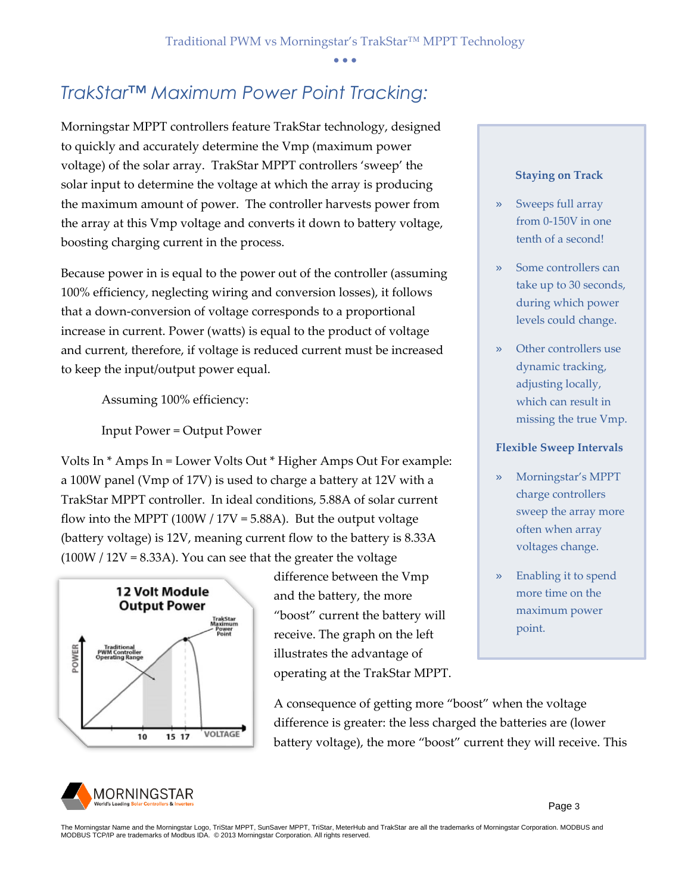# TrakStar™ Maximum Power Point Tracking:

Morningstar MPPT controllers feature TrakStar technology, designed to quickly and accurately determine the Vmp (maximum power voltage) of the solar array. TrakStar MPPT controllers 'sweep' the solar input to determine the voltage at which the array is producing the maximum amount of power. The controller harvests power from the array at this Vmp voltage and converts it down to battery voltage, boosting charging current in the process.

Because power in is equal to the power out of the controller (assuming 100% efficiency, neglecting wiring and conversion losses), it follows that a down-conversion of voltage corresponds to a proportional increase in current. Power (watts) is equal to the product of voltage and current, therefore, if voltage is reduced current must be increased to keep the input/output power equal.

Assuming 100% efficiency:

Input Power = Output Power

Volts In * Amps In = Lower Volts Out * Higher Amps Out For example: a 100W panel (Vmp of 17V) is used to charge a battery at 12V with a TrakStar MPPT controller. In ideal conditions, 5.88A of solar current flow into the MPPT (100W / 17V = 5.88A). But the output voltage (battery voltage) is 12V, meaning current flow to the battery is 8.33A (100W / 12V = 8.33A). You can see that the greater the voltage difference between the Vmp and the battery, the more "boost" current the battery will receive. The graph on the left illustrates the advantage of operating at the TrakStar MPPT.

**12 Volt Module Output Power**

A consequence of getting more "boost" when the voltage difference is greater: the less charged the batteries are (lower battery voltage), the more "boost" current they will receive. This

**Staying on Track**

- Sweeps full array from 0-150V in one tenth of a second!
- Some controllers can take up to 30 seconds, during which power levels could change.
- Other controllers use dynamic tracking, adjusting locally, which can result in missing the true Vmp.

**Flexible Sweep Intervals**

- Morningstar's MPPT charge controllers sweep the array more often when array voltages change.
- Enabling it to spend more time on the maximum power point.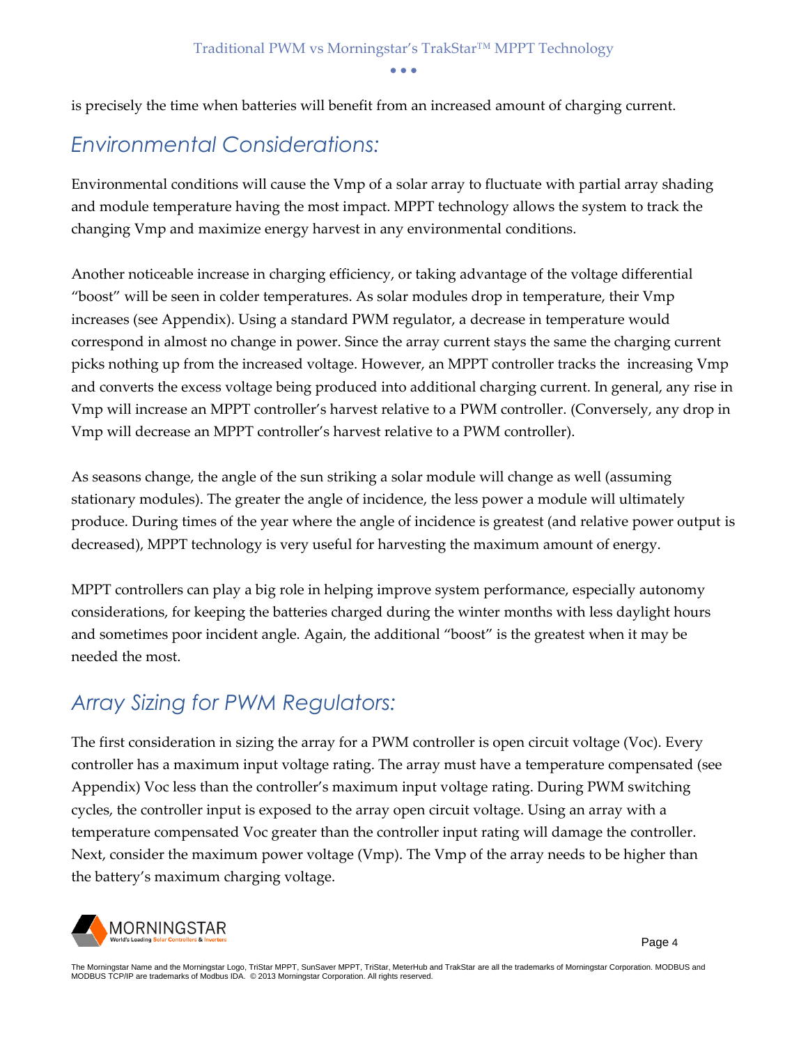is precisely the time when batteries will benefit from an increased amount of charging current.

## *Environmental Considerations:*

Environmental conditions will cause the Vmp of a solar array to fluctuate with partial array shading and module temperature having the most impact. MPPT technology allows the system to track the changing Vmp and maximize energy harvest in any environmental conditions.

Another noticeable increase in charging efficiency, or taking advantage of the voltage differential "boost" will be seen in colder temperatures. As solar modules drop in temperature, their Vmp increases (see Appendix). Using a standard PWM regulator, a decrease in temperature would correspond in almost no change in power. Since the array current stays the same the charging current picks nothing up from the increased voltage. However, an MPPT controller tracks the increasing Vmp and converts the excess voltage being produced into additional charging current. In general, any rise in Vmp will increase an MPPT controller's harvest relative to a PWM controller. (Conversely, any drop in Vmp will decrease an MPPT controller's harvest relative to a PWM controller).

As seasons change, the angle of the sun striking a solar module will change as well (assuming stationary modules). The greater the angle of incidence, the less power a module will ultimately produce. During times of the year where the angle of incidence is greatest (and relative power output is decreased), MPPT technology is very useful for harvesting the maximum amount of energy.

MPPT controllers can play a big role in helping improve system performance, especially autonomy considerations, for keeping the batteries charged during the winter months with less daylight hours and sometimes poor incident angle. Again, the additional "boost" is the greatest when it may be needed the most.

## *Array Sizing for PWM Regulators:*

The first consideration in sizing the array for a PWM controller is open circuit voltage (Voc). Every controller has a maximum input voltage rating. The array must have a temperature compensated (see Appendix) Voc less than the controller's maximum input voltage rating. During PWM switching cycles, the controller input is exposed to the array open circuit voltage. Using an array with a temperature compensated Voc greater than the controller input rating will damage the controller. Next, consider the maximum power voltage (Vmp). The Vmp of the array needs to be higher than the battery's maximum charging voltage.

The Morningstar Name and the Morningstar Logo, TriStar MPPT, SunSaver MPPT, TriStar, MeterHub and TrakStar are all the trademarks of Morningstar Corporation. MODBUS and MODBUS TCP/IP are trademarks of Modbus IDA. © 2013 Morningstar Corporation. All rights reserved.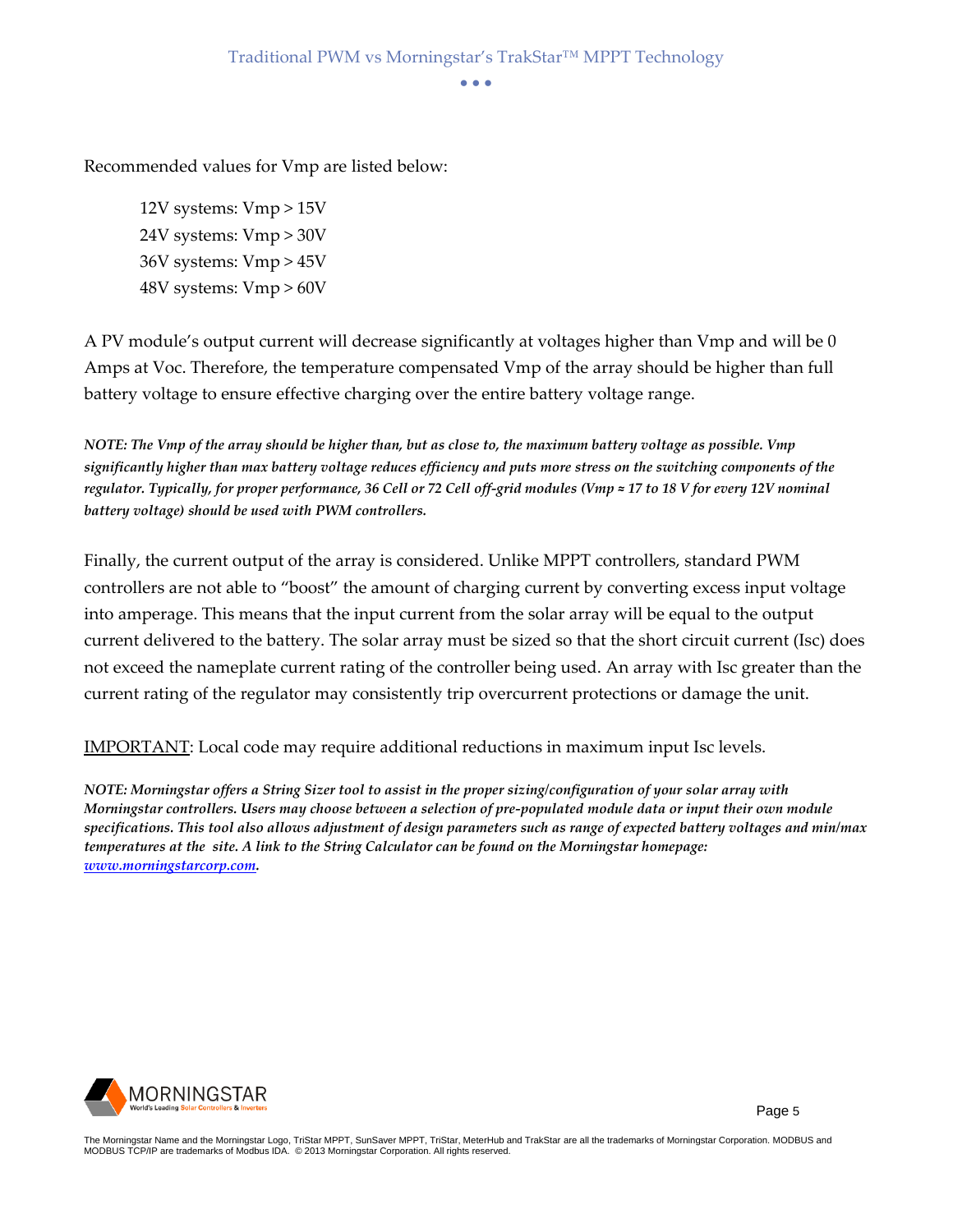Recommended values for Vmp are listed below:

12V systems: Vmp > 15V
24V systems: Vmp > 30V
36V systems: Vmp > 45V
48V systems: Vmp > 60V

A PV module's output current will decrease significantly at voltages higher than Vmp and will be 0 Amps at Voc. Therefore, the temperature compensated Vmp of the array should be higher than full battery voltage to ensure effective charging over the entire battery voltage range.

***NOTE: The Vmp of the array should be higher than, but as close to, the maximum battery voltage as possible. Vmp significantly higher than max battery voltage reduces efficiency and puts more stress on the switching components of the regulator. Typically, for proper performance, 36 Cell or 72 Cell off-grid modules (Vmp ≈ 17 to 18 V for every 12V nominal battery voltage) should be used with PWM controllers.***

Finally, the current output of the array is considered. Unlike MPPT controllers, standard PWM controllers are not able to "boost" the amount of charging current by converting excess input voltage into amperage. This means that the input current from the solar array will be equal to the output current delivered to the battery. The solar array must be sized so that the short circuit current (Isc) does not exceed the nameplate current rating of the controller being used. An array with Isc greater than the current rating of the regulator may consistently trip overcurrent protections or damage the unit.

<u>IMPORTANT</u>: Local code may require additional reductions in maximum input Isc levels.

***NOTE: Morningstar offers a String Sizer tool to assist in the proper sizing/configuration of your solar array with Morningstar controllers. Users may choose between a selection of pre-populated module data or input their own module specifications. This tool also allows adjustment of design parameters such as range of expected battery voltages and min/max temperatures at the site. A link to the String Calculator can be found on the Morningstar homepage: [www.morningstarcorp.com](http://www.morningstarcorp.com).***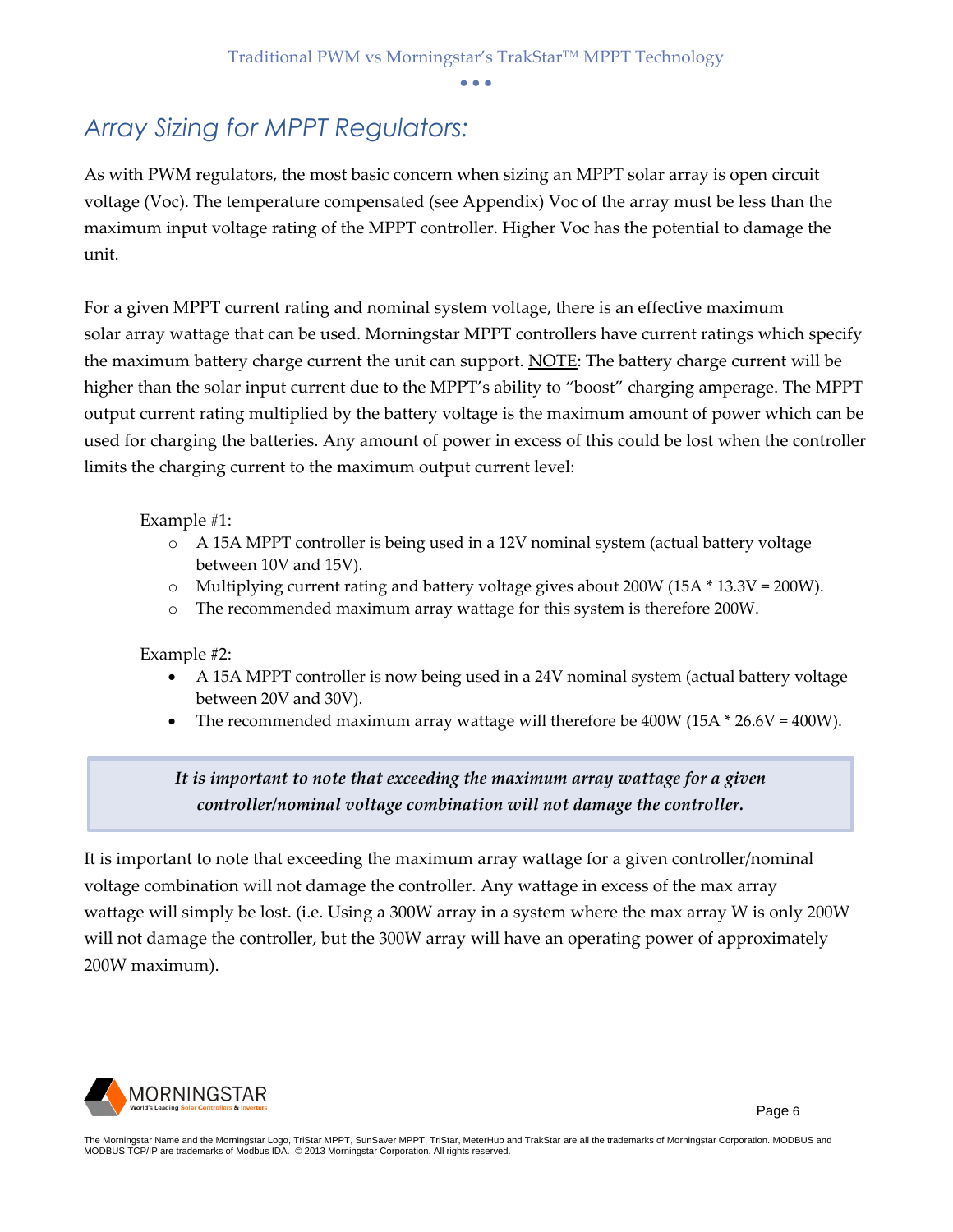## *Array Sizing for MPPT Regulators:*

As with PWM regulators, the most basic concern when sizing an MPPT solar array is open circuit voltage (Voc). The temperature compensated (see Appendix) Voc of the array must be less than the maximum input voltage rating of the MPPT controller. Higher Voc has the potential to damage the unit.

For a given MPPT current rating and nominal system voltage, there is an effective maximum solar array wattage that can be used. Morningstar MPPT controllers have current ratings which specify the maximum battery charge current the unit can support. NOTE: The battery charge current will be higher than the solar input current due to the MPPT's ability to "boost" charging amperage. The MPPT output current rating multiplied by the battery voltage is the maximum amount of power which can be used for charging the batteries. Any amount of power in excess of this could be lost when the controller limits the charging current to the maximum output current level:

Example #1:

- A 15A MPPT controller is being used in a 12V nominal system (actual battery voltage between 10V and 15V).
- Multiplying current rating and battery voltage gives about 200W (15A * 13.3V = 200W).
- The recommended maximum array wattage for this system is therefore 200W.

Example #2:

- A 15A MPPT controller is now being used in a 24V nominal system (actual battery voltage between 20V and 30V).
- The recommended maximum array wattage will therefore be 400W (15A * 26.6V = 400W).

> ***It is important to note that exceeding the maximum array wattage for a given controller/nominal voltage combination will not damage the controller.***

It is important to note that exceeding the maximum array wattage for a given controller/nominal voltage combination will not damage the controller. Any wattage in excess of the max array wattage will simply be lost. (i.e. Using a 300W array in a system where the max array W is only 200W will not damage the controller, but the 300W array will have an operating power of approximately 200W maximum).

The Morningstar Name and the Morningstar Logo, TriStar MPPT, SunSaver MPPT, TriStar, MeterHub and TrakStar are all the trademarks of Morningstar Corporation. MODBUS and MODBUS TCP/IP are trademarks of Modbus IDA. © 2013 Morningstar Corporation. All rights reserved.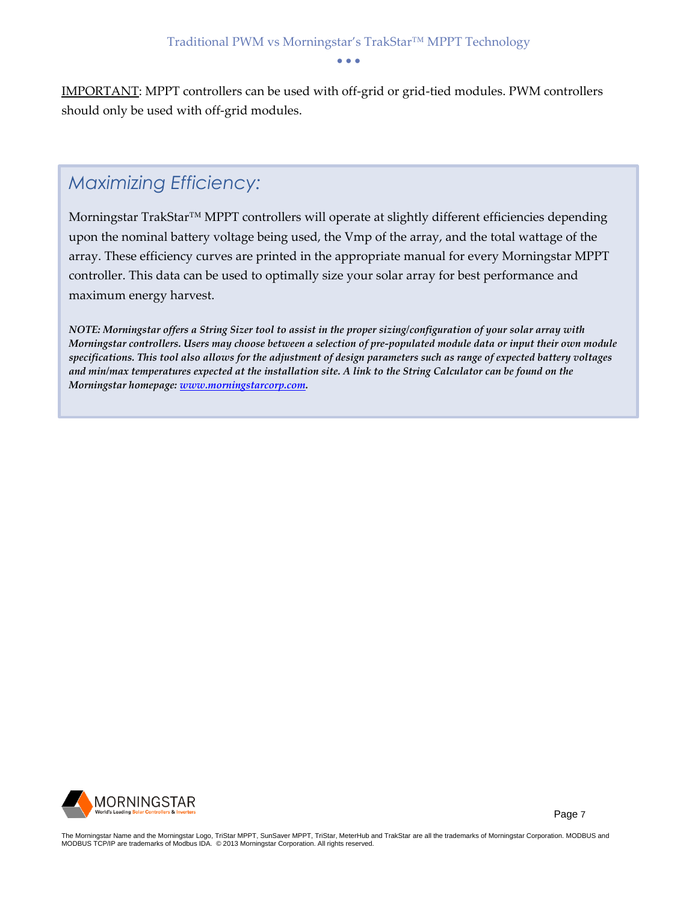<u>IMPORTANT</u>: MPPT controllers can be used with off-grid or grid-tied modules. PWM controllers should only be used with off-grid modules.

## *Maximizing Efficiency:*

Morningstar TrakStar™ MPPT controllers will operate at slightly different efficiencies depending upon the nominal battery voltage being used, the Vmp of the array, and the total wattage of the array. These efficiency curves are printed in the appropriate manual for every Morningstar MPPT controller. This data can be used to optimally size your solar array for best performance and maximum energy harvest.

***NOTE: Morningstar offers a String Sizer tool to assist in the proper sizing/configuration of your solar array with Morningstar controllers. Users may choose between a selection of pre-populated module data or input their own module specifications. This tool also allows for the adjustment of design parameters such as range of expected battery voltages and min/max temperatures expected at the installation site. A link to the String Calculator can be found on the Morningstar homepage: [www.morningstarcorp.com](http://www.morningstarcorp.com).***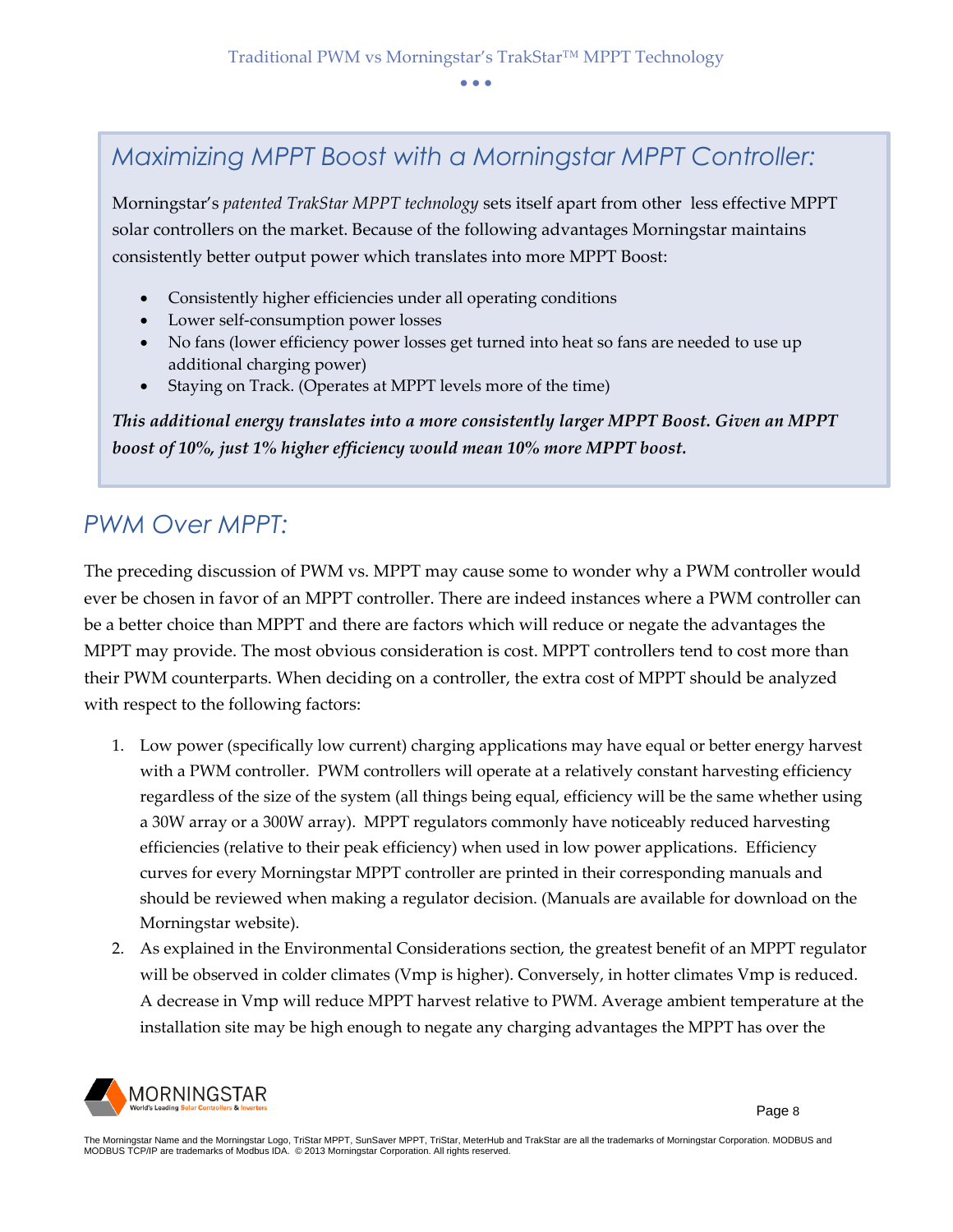## *Maximizing MPPT Boost with a Morningstar MPPT Controller:*

Morningstar's *patented TrakStar MPPT technology* sets itself apart from other less effective MPPT solar controllers on the market. Because of the following advantages Morningstar maintains consistently better output power which translates into more MPPT Boost:

- Consistently higher efficiencies under all operating conditions
- Lower self-consumption power losses
- No fans (lower efficiency power losses get turned into heat so fans are needed to use up additional charging power)
- Staying on Track. (Operates at MPPT levels more of the time)

***This additional energy translates into a more consistently larger MPPT Boost. Given an MPPT boost of 10%, just 1% higher efficiency would mean 10% more MPPT boost.***

## *PWM Over MPPT:*

The preceding discussion of PWM vs. MPPT may cause some to wonder why a PWM controller would ever be chosen in favor of an MPPT controller. There are indeed instances where a PWM controller can be a better choice than MPPT and there are factors which will reduce or negate the advantages the MPPT may provide. The most obvious consideration is cost. MPPT controllers tend to cost more than their PWM counterparts. When deciding on a controller, the extra cost of MPPT should be analyzed with respect to the following factors:

1. Low power (specifically low current) charging applications may have equal or better energy harvest with a PWM controller. PWM controllers will operate at a relatively constant harvesting efficiency regardless of the size of the system (all things being equal, efficiency will be the same whether using a 30W array or a 300W array). MPPT regulators commonly have noticeably reduced harvesting efficiencies (relative to their peak efficiency) when used in low power applications. Efficiency curves for every Morningstar MPPT controller are printed in their corresponding manuals and should be reviewed when making a regulator decision. (Manuals are available for download on the Morningstar website).
2. As explained in the Environmental Considerations section, the greatest benefit of an MPPT regulator will be observed in colder climates (Vmp is higher). Conversely, in hotter climates Vmp is reduced. A decrease in Vmp will reduce MPPT harvest relative to PWM. Average ambient temperature at the installation site may be high enough to negate any charging advantages the MPPT has over the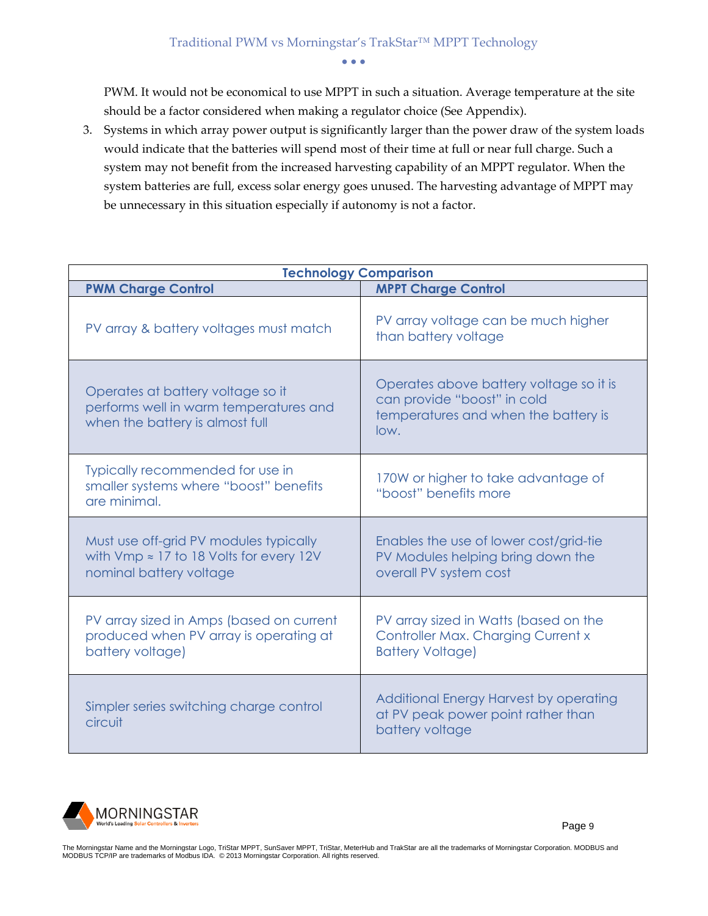PWM. It would not be economical to use MPPT in such a situation. Average temperature at the site should be a factor considered when making a regulator choice (See Appendix).

3. Systems in which array power output is significantly larger than the power draw of the system loads would indicate that the batteries will spend most of their time at full or near full charge. Such a system may not benefit from the increased harvesting capability of an MPPT regulator. When the system batteries are full, excess solar energy goes unused. The harvesting advantage of MPPT may be unnecessary in this situation especially if autonomy is not a factor.

| **Technology Comparison** | |
|---|---|
| **PWM Charge Control** | **MPPT Charge Control** |
| PV array & battery voltages must match | PV array voltage can be much higher than battery voltage |
| Operates at battery voltage so it performs well in warm temperatures and when the battery is almost full | Operates above battery voltage so it is can provide "boost" in cold temperatures and when the battery is low. |
| Typically recommended for use in smaller systems where "boost" benefits are minimal. | 170W or higher to take advantage of "boost" benefits more |
| Must use off-grid PV modules typically with Vmp ≈ 17 to 18 Volts for every 12V nominal battery voltage | Enables the use of lower cost/grid-tie PV Modules helping bring down the overall PV system cost |
| PV array sized in Amps (based on current produced when PV array is operating at battery voltage) | PV array sized in Watts (based on the Controller Max. Charging Current x Battery Voltage) |
| Simpler series switching charge control circuit | Additional Energy Harvest by operating at PV peak power point rather than battery voltage |

The Morningstar Name and the Morningstar Logo, TriStar MPPT, SunSaver MPPT, TriStar, MeterHub and TrakStar are all the trademarks of Morningstar Corporation. MODBUS and MODBUS TCP/IP are trademarks of Modbus IDA. © 2013 Morningstar Corporation. All rights reserved.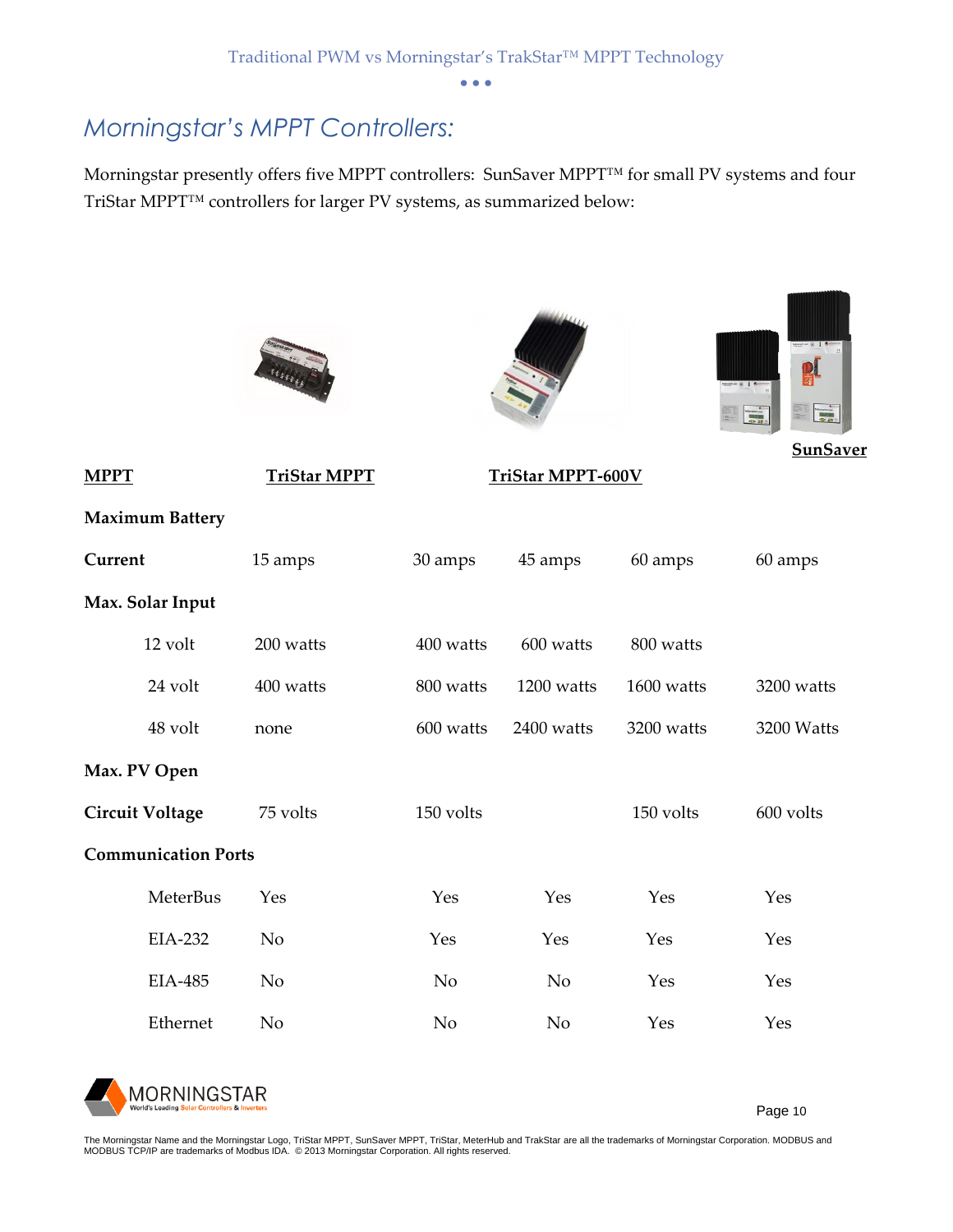## *Morningstar's MPPT Controllers:*

Morningstar presently offers five MPPT controllers: SunSaver MPPT™ for small PV systems and four TriStar MPPT™ controllers for larger PV systems, as summarized below:

| **MPPT** | **SunSaver** | **TriStar MPPT** | | | **TriStar MPPT-600V** |
|---|---|---|---|---|---|
| **Maximum Battery Current** | 15 amps | 30 amps | 45 amps | 60 amps | 60 amps |
| **Max. Solar Input** | | | | | |
| 12 volt | 200 watts | 400 watts | 600 watts | 800 watts | |
| 24 volt | 400 watts | 800 watts | 1200 watts | 1600 watts | 3200 watts |
| 48 volt | none | 600 watts | 2400 watts | 3200 watts | 3200 Watts |
| **Max. PV Open Circuit Voltage** | 75 volts | 150 volts | | 150 volts | 600 volts |
| **Communication Ports** | | | | | |
| MeterBus | Yes | Yes | Yes | Yes | Yes |
| EIA-232 | No | Yes | Yes | Yes | Yes |
| EIA-485 | No | No | No | Yes | Yes |
| Ethernet | No | No | No | Yes | Yes |

The Morningstar Name and the Morningstar Logo, TriStar MPPT, SunSaver MPPT, TriStar, MeterHub and TrakStar are all the trademarks of Morningstar Corporation. MODBUS and MODBUS TCP/IP are trademarks of Modbus IDA. © 2013 Morningstar Corporation. All rights reserved.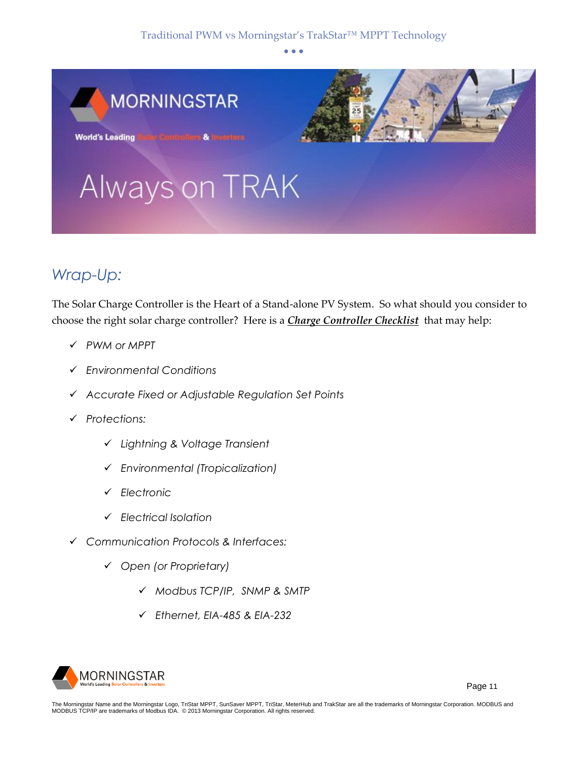## *Wrap-Up:*

The Solar Charge Controller is the Heart of a Stand-alone PV System. So what should you consider to choose the right solar charge controller? Here is a ***Charge Controller Checklist*** that may help:

- ✓ *PWM or MPPT*
- ✓ *Environmental Conditions*
- ✓ *Accurate Fixed or Adjustable Regulation Set Points*
- ✓ *Protections:*
  - ✓ *Lightning & Voltage Transient*
  - ✓ *Environmental (Tropicalization)*
  - ✓ *Electronic*
  - ✓ *Electrical Isolation*
- ✓ *Communication Protocols & Interfaces:*
  - ✓ *Open (or Proprietary)*
    - ✓ *Modbus TCP/IP, SNMP & SMTP*
    - ✓ *Ethernet, EIA-485 & EIA-232*

The Morningstar Name and the Morningstar Logo, TriStar MPPT, SunSaver MPPT, TriStar, MeterHub and TrakStar are all the trademarks of Morningstar Corporation. MODBUS and MODBUS TCP/IP are trademarks of Modbus IDA. © 2013 Morningstar Corporation. All rights reserved.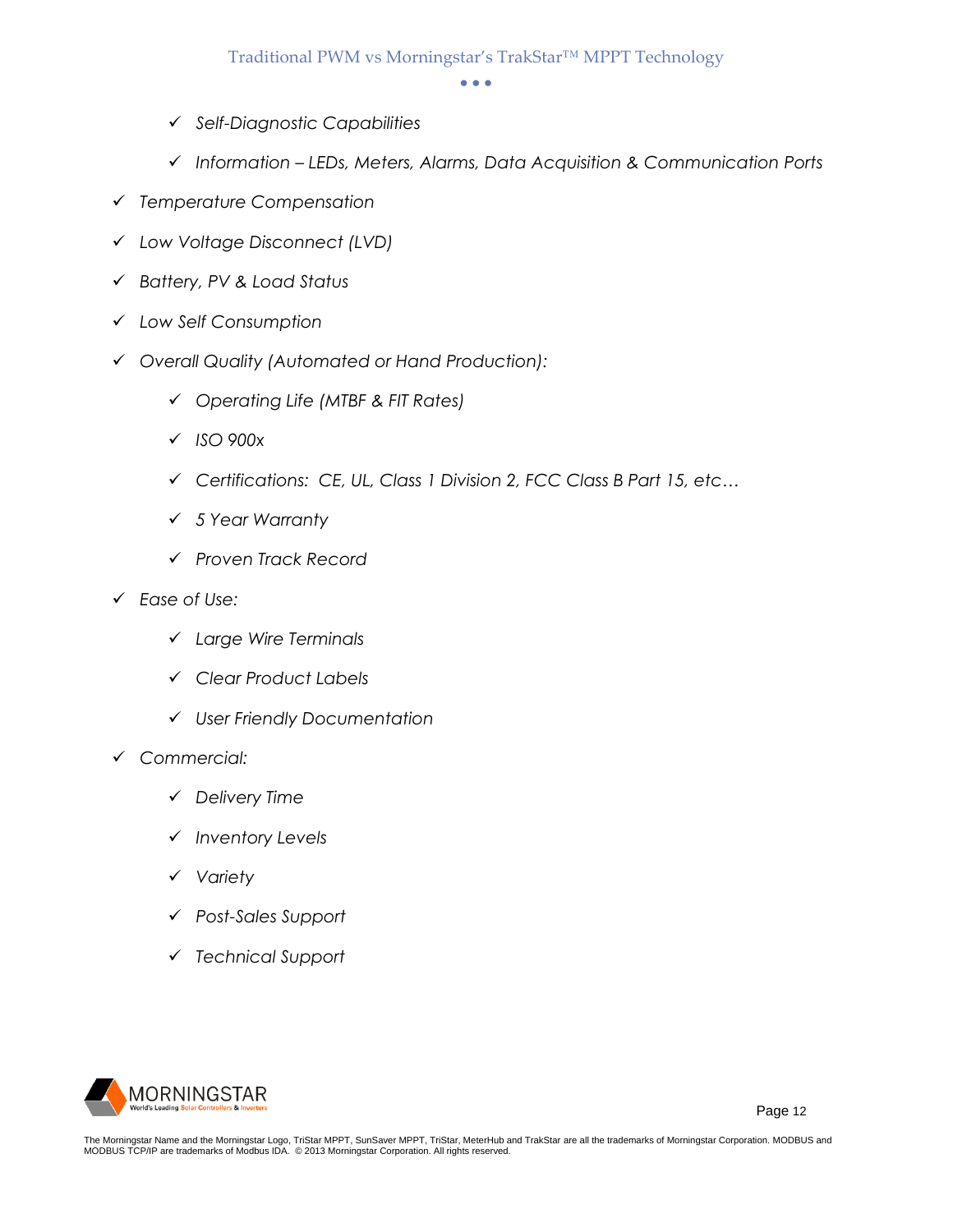- ✓ *Self-Diagnostic Capabilities*
- ✓ *Information – LEDs, Meters, Alarms, Data Acquisition & Communication Ports*

✓ *Temperature Compensation*

✓ *Low Voltage Disconnect (LVD)*

✓ *Battery, PV & Load Status*

✓ *Low Self Consumption*

✓ *Overall Quality (Automated or Hand Production):*

- ✓ *Operating Life (MTBF & FIT Rates)*
- ✓ *ISO 900x*
- ✓ *Certifications: CE, UL, Class 1 Division 2, FCC Class B Part 15, etc…*
- ✓ *5 Year Warranty*
- ✓ *Proven Track Record*

✓ *Ease of Use:*

- ✓ *Large Wire Terminals*
- ✓ *Clear Product Labels*
- ✓ *User Friendly Documentation*

✓ *Commercial:*

- ✓ *Delivery Time*
- ✓ *Inventory Levels*
- ✓ *Variety*
- ✓ *Post-Sales Support*
- ✓ *Technical Support*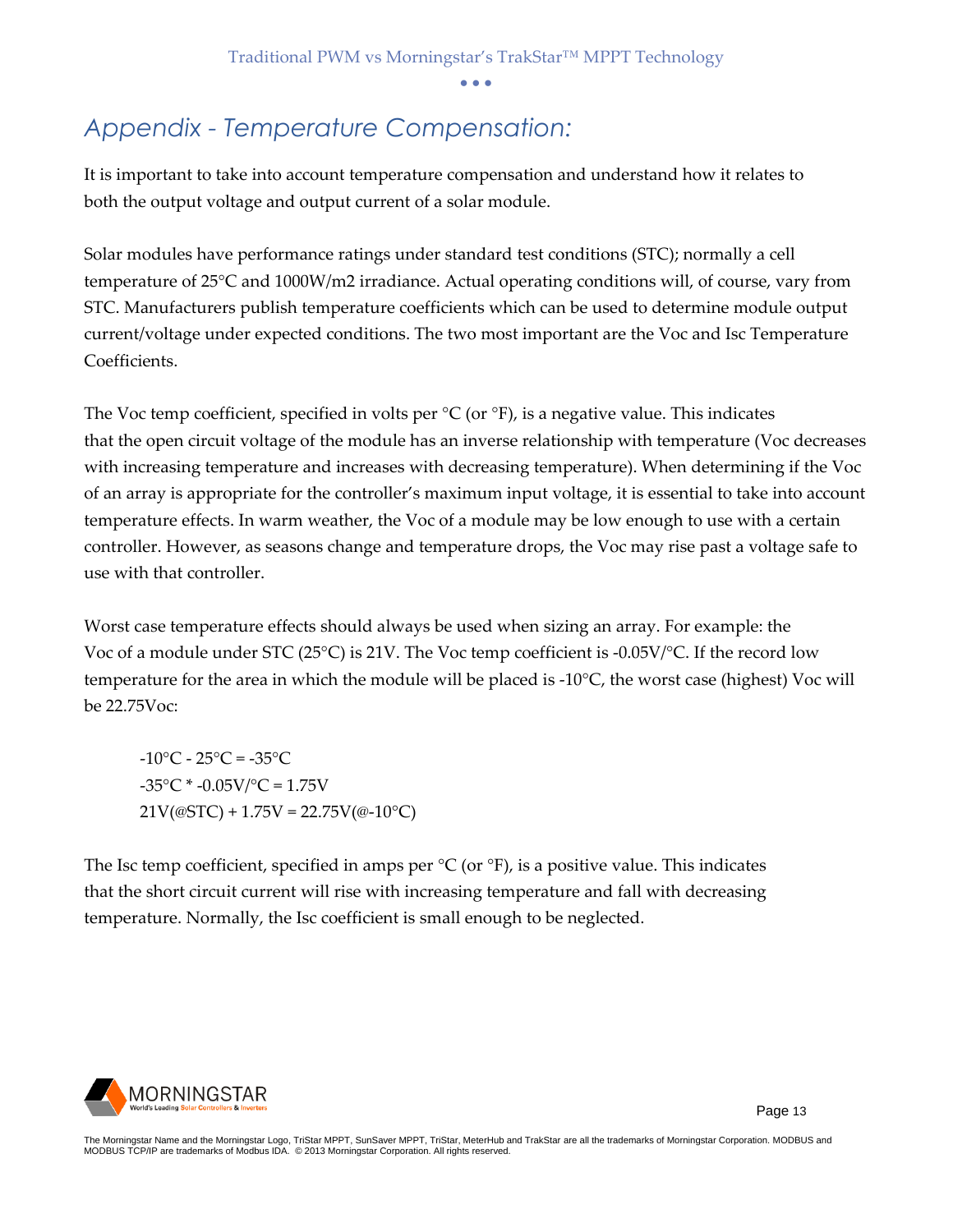## Appendix - Temperature Compensation:

It is important to take into account temperature compensation and understand how it relates to both the output voltage and output current of a solar module.

Solar modules have performance ratings under standard test conditions (STC); normally a cell temperature of 25°C and 1000W/m2 irradiance. Actual operating conditions will, of course, vary from STC. Manufacturers publish temperature coefficients which can be used to determine module output current/voltage under expected conditions. The two most important are the Voc and Isc Temperature Coefficients.

The Voc temp coefficient, specified in volts per °C (or °F), is a negative value. This indicates that the open circuit voltage of the module has an inverse relationship with temperature (Voc decreases with increasing temperature and increases with decreasing temperature). When determining if the Voc of an array is appropriate for the controller's maximum input voltage, it is essential to take into account temperature effects. In warm weather, the Voc of a module may be low enough to use with a certain controller. However, as seasons change and temperature drops, the Voc may rise past a voltage safe to use with that controller.

Worst case temperature effects should always be used when sizing an array. For example: the Voc of a module under STC (25°C) is 21V. The Voc temp coefficient is -0.05V/°C. If the record low temperature for the area in which the module will be placed is -10°C, the worst case (highest) Voc will be 22.75Voc:

> -10°C - 25°C = -35°C
> -35°C * -0.05V/°C = 1.75V
> 21V(@STC) + 1.75V = 22.75V(@-10°C)

The Isc temp coefficient, specified in amps per °C (or °F), is a positive value. This indicates that the short circuit current will rise with increasing temperature and fall with decreasing temperature. Normally, the Isc coefficient is small enough to be neglected.

MORNINGSTAR
World's Leading Solar Controllers & Inverters

The Morningstar Name and the Morningstar Logo, TriStar MPPT, SunSaver MPPT, TriStar, MeterHub and TrakStar are all the trademarks of Morningstar Corporation. MODBUS and MODBUS TCP/IP are trademarks of Modbus IDA. © 2013 Morningstar Corporation. All rights reserved.